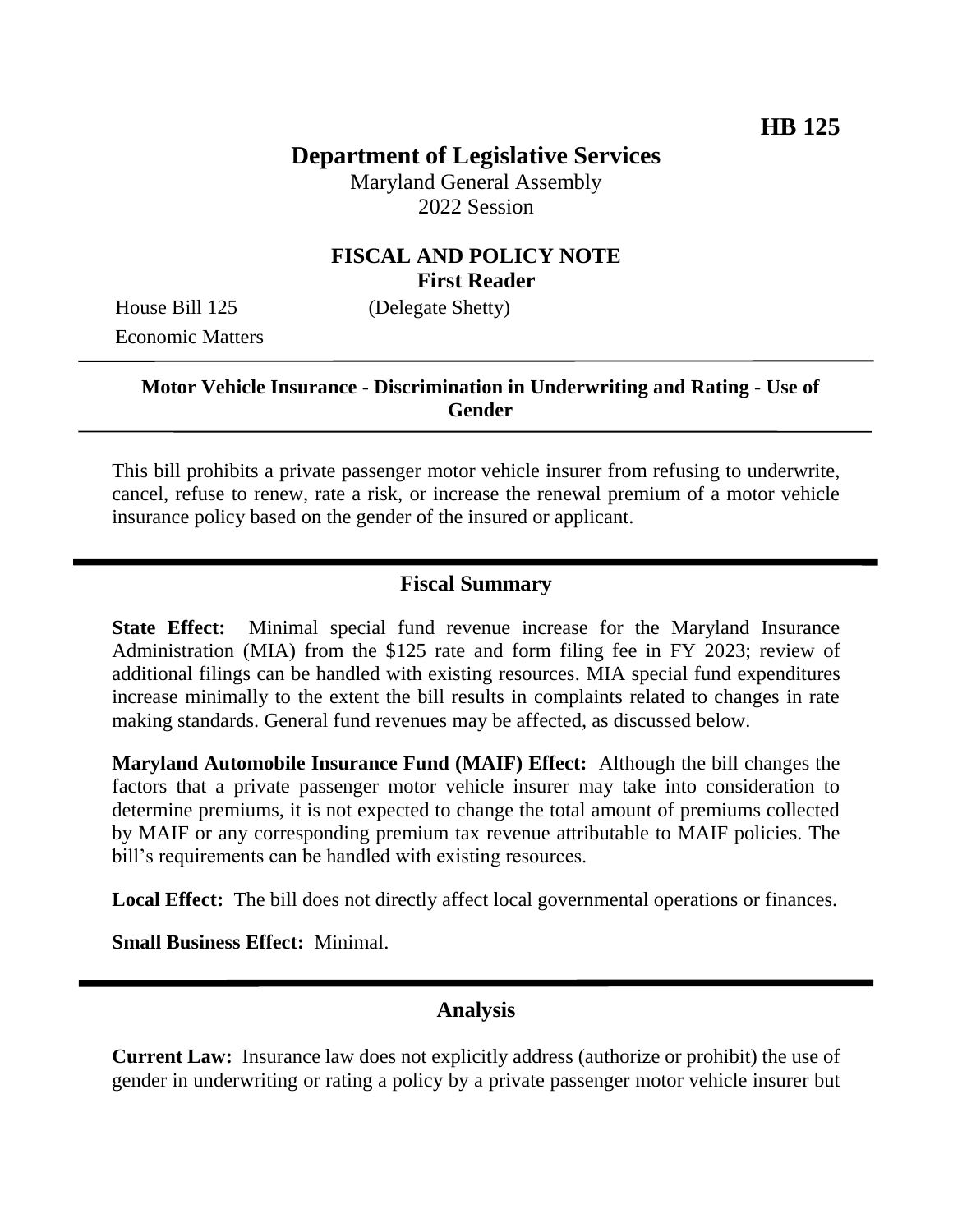# HB 125

## Department of Legislative Services

Maryland General Assembly
2022 Session

### FISCAL AND POLICY NOTE
### First Reader

House Bill 125 (Delegate Shetty)
Economic Matters

**Motor Vehicle Insurance - Discrimination in Underwriting and Rating - Use of Gender**

This bill prohibits a private passenger motor vehicle insurer from refusing to underwrite, cancel, refuse to renew, rate a risk, or increase the renewal premium of a motor vehicle insurance policy based on the gender of the insured or applicant.

## Fiscal Summary

**State Effect:** Minimal special fund revenue increase for the Maryland Insurance Administration (MIA) from the $125 rate and form filing fee in FY 2023; review of additional filings can be handled with existing resources. MIA special fund expenditures increase minimally to the extent the bill results in complaints related to changes in rate making standards. General fund revenues may be affected, as discussed below.

**Maryland Automobile Insurance Fund (MAIF) Effect:** Although the bill changes the factors that a private passenger motor vehicle insurer may take into consideration to determine premiums, it is not expected to change the total amount of premiums collected by MAIF or any corresponding premium tax revenue attributable to MAIF policies. The bill's requirements can be handled with existing resources.

**Local Effect:** The bill does not directly affect local governmental operations or finances.

**Small Business Effect:** Minimal.

## Analysis

**Current Law:** Insurance law does not explicitly address (authorize or prohibit) the use of gender in underwriting or rating a policy by a private passenger motor vehicle insurer but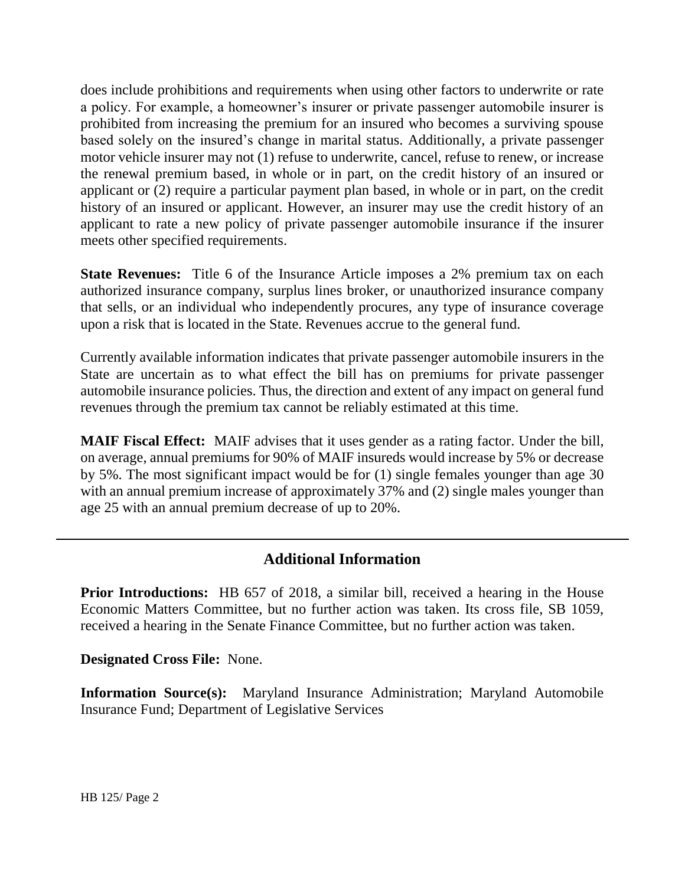does include prohibitions and requirements when using other factors to underwrite or rate a policy. For example, a homeowner's insurer or private passenger automobile insurer is prohibited from increasing the premium for an insured who becomes a surviving spouse based solely on the insured's change in marital status. Additionally, a private passenger motor vehicle insurer may not (1) refuse to underwrite, cancel, refuse to renew, or increase the renewal premium based, in whole or in part, on the credit history of an insured or applicant or (2) require a particular payment plan based, in whole or in part, on the credit history of an insured or applicant. However, an insurer may use the credit history of an applicant to rate a new policy of private passenger automobile insurance if the insurer meets other specified requirements.

**State Revenues:** Title 6 of the Insurance Article imposes a 2% premium tax on each authorized insurance company, surplus lines broker, or unauthorized insurance company that sells, or an individual who independently procures, any type of insurance coverage upon a risk that is located in the State. Revenues accrue to the general fund.

Currently available information indicates that private passenger automobile insurers in the State are uncertain as to what effect the bill has on premiums for private passenger automobile insurance policies. Thus, the direction and extent of any impact on general fund revenues through the premium tax cannot be reliably estimated at this time.

**MAIF Fiscal Effect:** MAIF advises that it uses gender as a rating factor. Under the bill, on average, annual premiums for 90% of MAIF insureds would increase by 5% or decrease by 5%. The most significant impact would be for (1) single females younger than age 30 with an annual premium increase of approximately 37% and (2) single males younger than age 25 with an annual premium decrease of up to 20%.

## Additional Information

**Prior Introductions:** HB 657 of 2018, a similar bill, received a hearing in the House Economic Matters Committee, but no further action was taken. Its cross file, SB 1059, received a hearing in the Senate Finance Committee, but no further action was taken.

**Designated Cross File:** None.

**Information Source(s):** Maryland Insurance Administration; Maryland Automobile Insurance Fund; Department of Legislative Services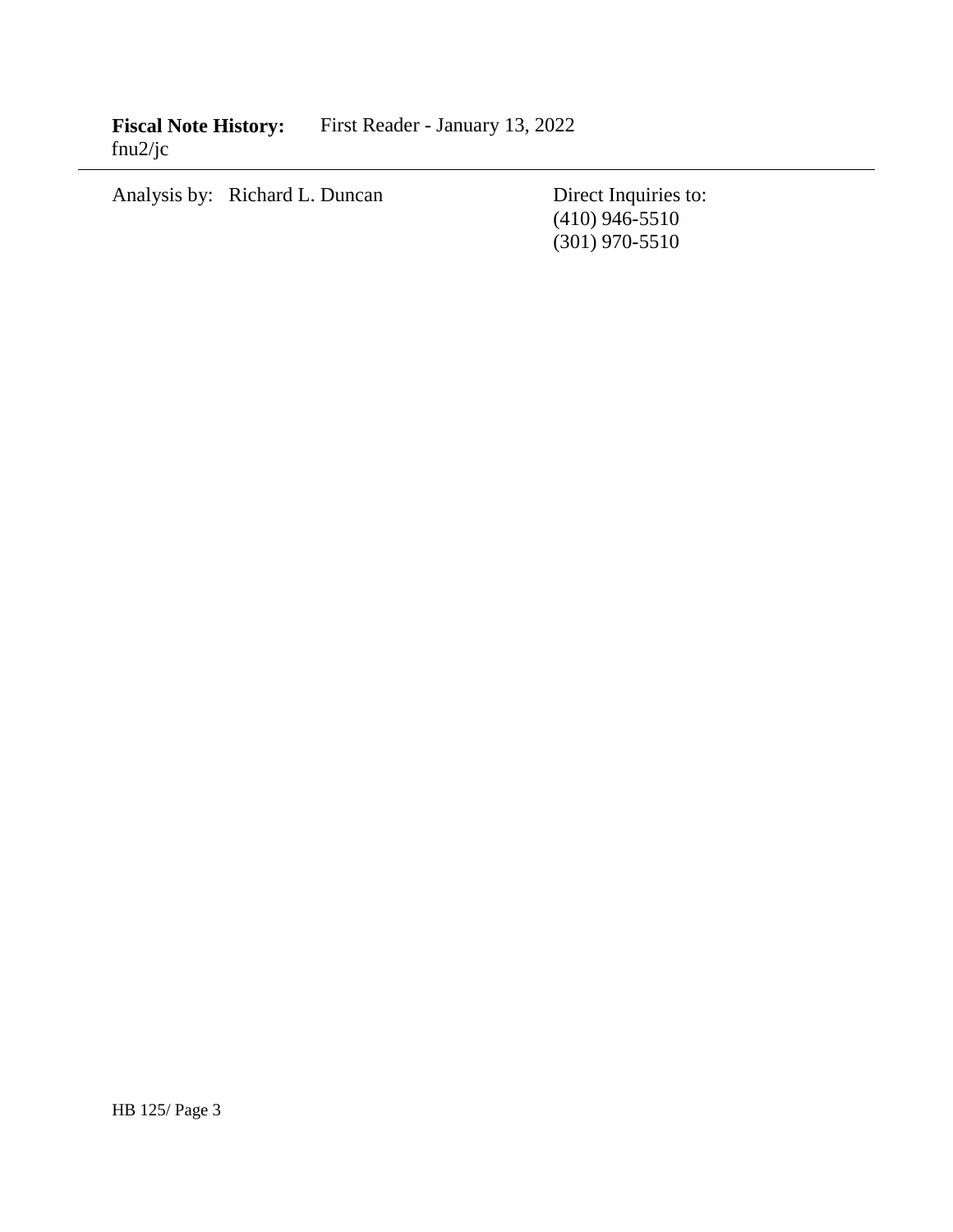**Fiscal Note History:** First Reader - January 13, 2022
fnu2/jc

---

Analysis by: Richard L. Duncan

Direct Inquiries to:
(410) 946-5510
(301) 970-5510